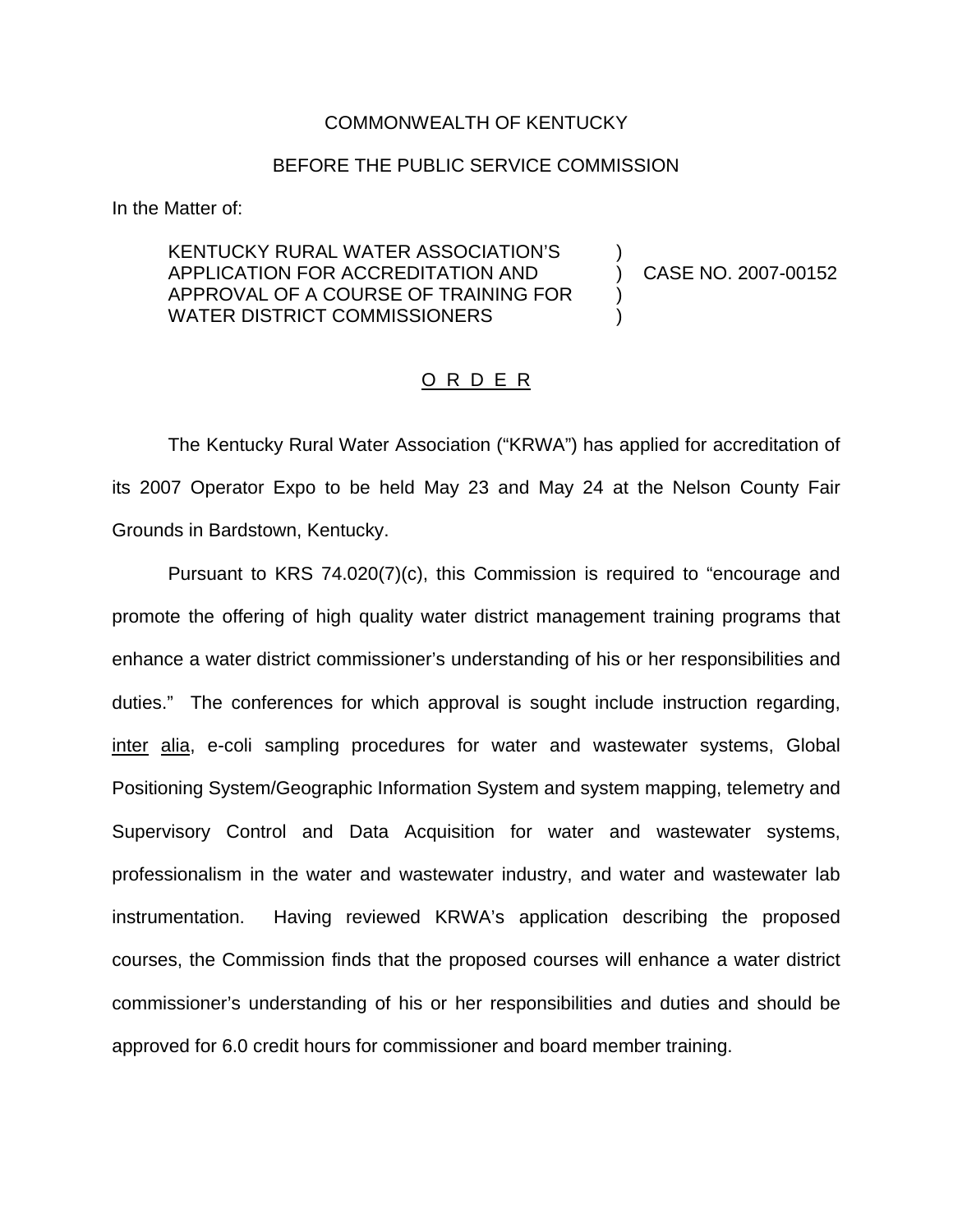COMMONWEALTH OF KENTUCKY

BEFORE THE PUBLIC SERVICE COMMISSION

In the Matter of:

KENTUCKY RURAL WATER ASSOCIATION'S APPLICATION FOR ACCREDITATION AND APPROVAL OF A COURSE OF TRAINING FOR WATER DISTRICT COMMISSIONERS ) CASE NO. 2007-00152

O R D E R

The Kentucky Rural Water Association ("KRWA") has applied for accreditation of its 2007 Operator Expo to be held May 23 and May 24 at the Nelson County Fair Grounds in Bardstown, Kentucky.

Pursuant to KRS 74.020(7)(c), this Commission is required to "encourage and promote the offering of high quality water district management training programs that enhance a water district commissioner's understanding of his or her responsibilities and duties." The conferences for which approval is sought include instruction regarding, inter alia, e-coli sampling procedures for water and wastewater systems, Global Positioning System/Geographic Information System and system mapping, telemetry and Supervisory Control and Data Acquisition for water and wastewater systems, professionalism in the water and wastewater industry, and water and wastewater lab instrumentation. Having reviewed KRWA's application describing the proposed courses, the Commission finds that the proposed courses will enhance a water district commissioner's understanding of his or her responsibilities and duties and should be approved for 6.0 credit hours for commissioner and board member training.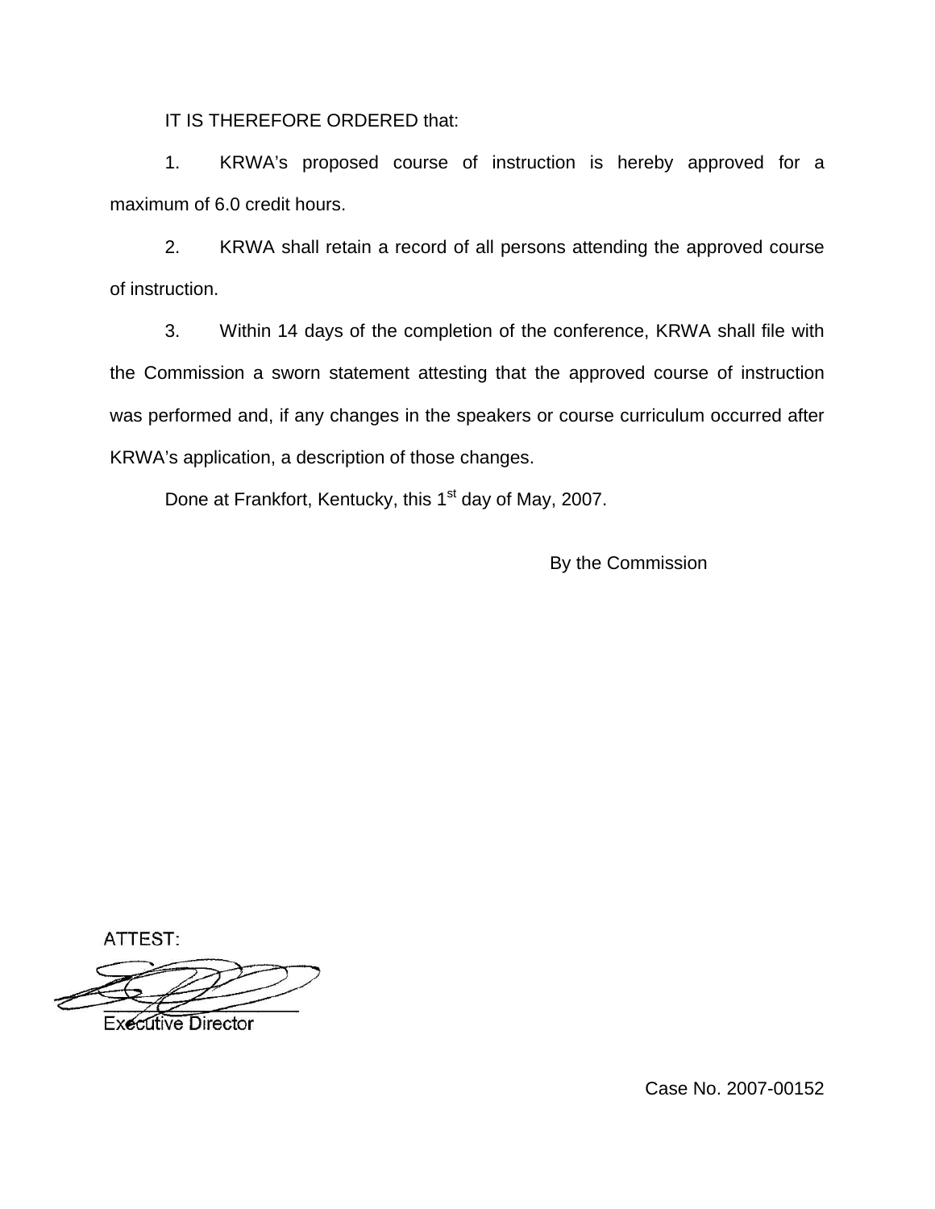IT IS THEREFORE ORDERED that:

1. KRWA's proposed course of instruction is hereby approved for a maximum of 6.0 credit hours.

2. KRWA shall retain a record of all persons attending the approved course of instruction.

3. Within 14 days of the completion of the conference, KRWA shall file with the Commission a sworn statement attesting that the approved course of instruction was performed and, if any changes in the speakers or course curriculum occurred after KRWA's application, a description of those changes.

Done at Frankfort, Kentucky, this 1st day of May, 2007.

By the Commission

ATTEST:

Executive Director

Case No. 2007-00152